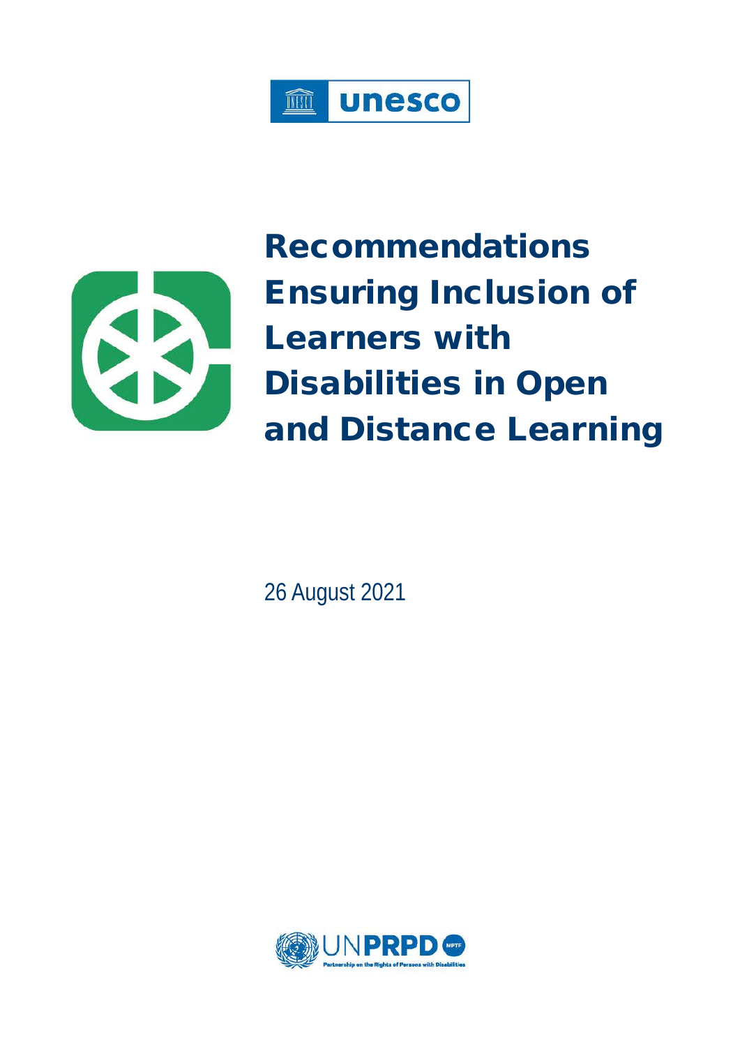# Recommendations Ensuring Inclusion of Learners with Disabilities in Open and Distance Learning

26 August 2021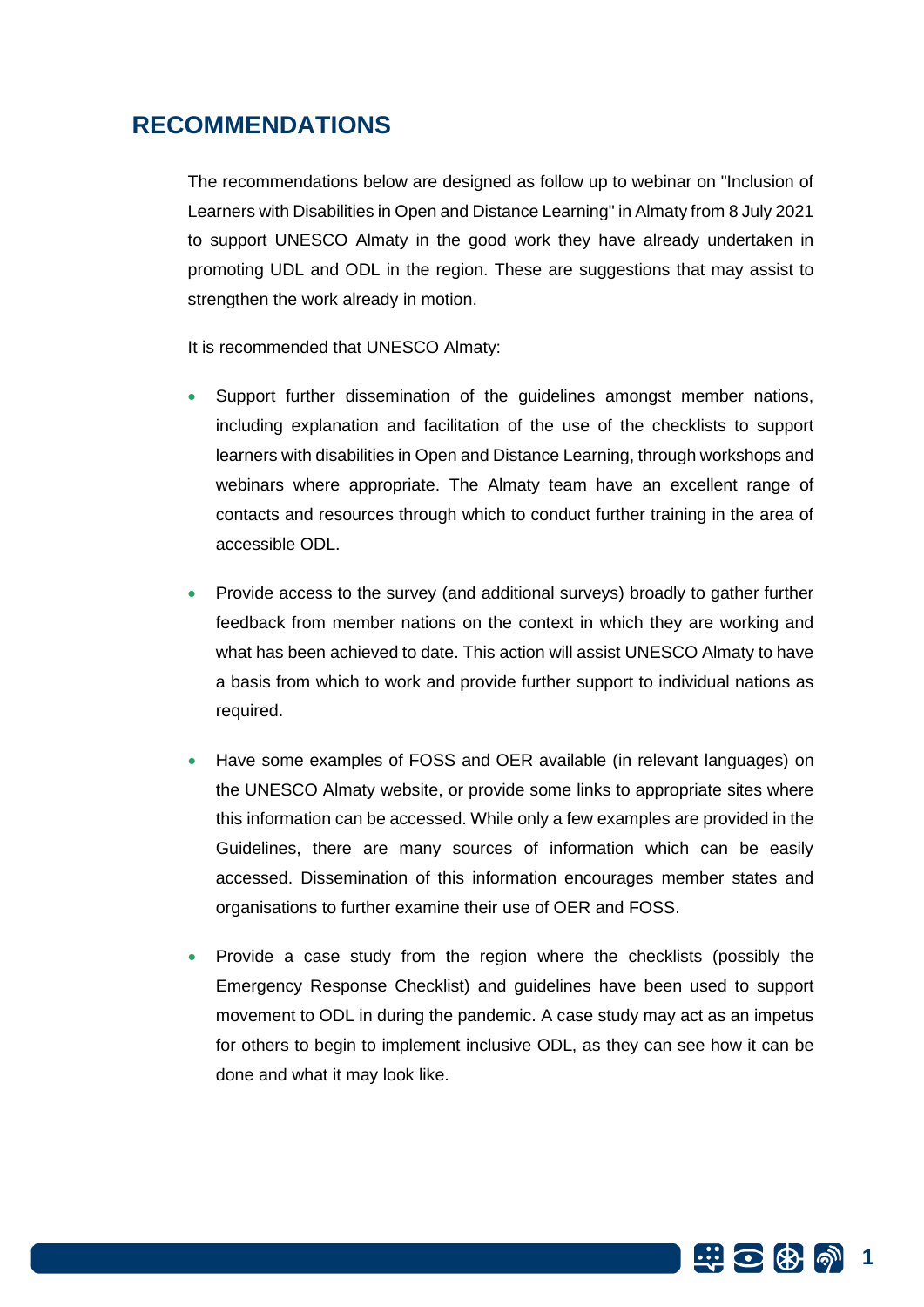## RECOMMENDATIONS

The recommendations below are designed as follow up to webinar on "Inclusion of Learners with Disabilities in Open and Distance Learning" in Almaty from 8 July 2021 to support UNESCO Almaty in the good work they have already undertaken in promoting UDL and ODL in the region. These are suggestions that may assist to strengthen the work already in motion.

It is recommended that UNESCO Almaty:

- Support further dissemination of the guidelines amongst member nations, including explanation and facilitation of the use of the checklists to support learners with disabilities in Open and Distance Learning, through workshops and webinars where appropriate. The Almaty team have an excellent range of contacts and resources through which to conduct further training in the area of accessible ODL.

- Provide access to the survey (and additional surveys) broadly to gather further feedback from member nations on the context in which they are working and what has been achieved to date. This action will assist UNESCO Almaty to have a basis from which to work and provide further support to individual nations as required.

- Have some examples of FOSS and OER available (in relevant languages) on the UNESCO Almaty website, or provide some links to appropriate sites where this information can be accessed. While only a few examples are provided in the Guidelines, there are many sources of information which can be easily accessed. Dissemination of this information encourages member states and organisations to further examine their use of OER and FOSS.

- Provide a case study from the region where the checklists (possibly the Emergency Response Checklist) and guidelines have been used to support movement to ODL in during the pandemic. A case study may act as an impetus for others to begin to implement inclusive ODL, as they can see how it can be done and what it may look like.